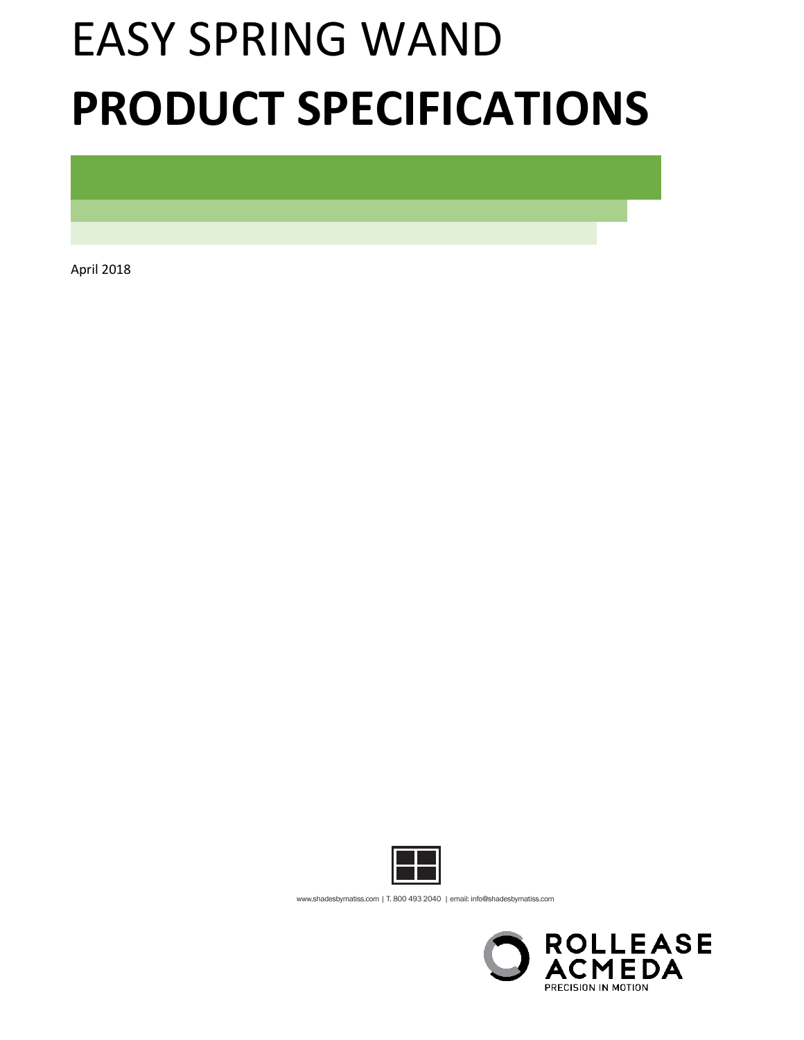# EASY SPRING WAND
# PRODUCT SPECIFICATIONS

April 2018

www.shadesbymatiss.com | T. 800 493 2040 | email: info@shadesbymatiss.com

ROLLEASE ACMEDA
PRECISION IN MOTION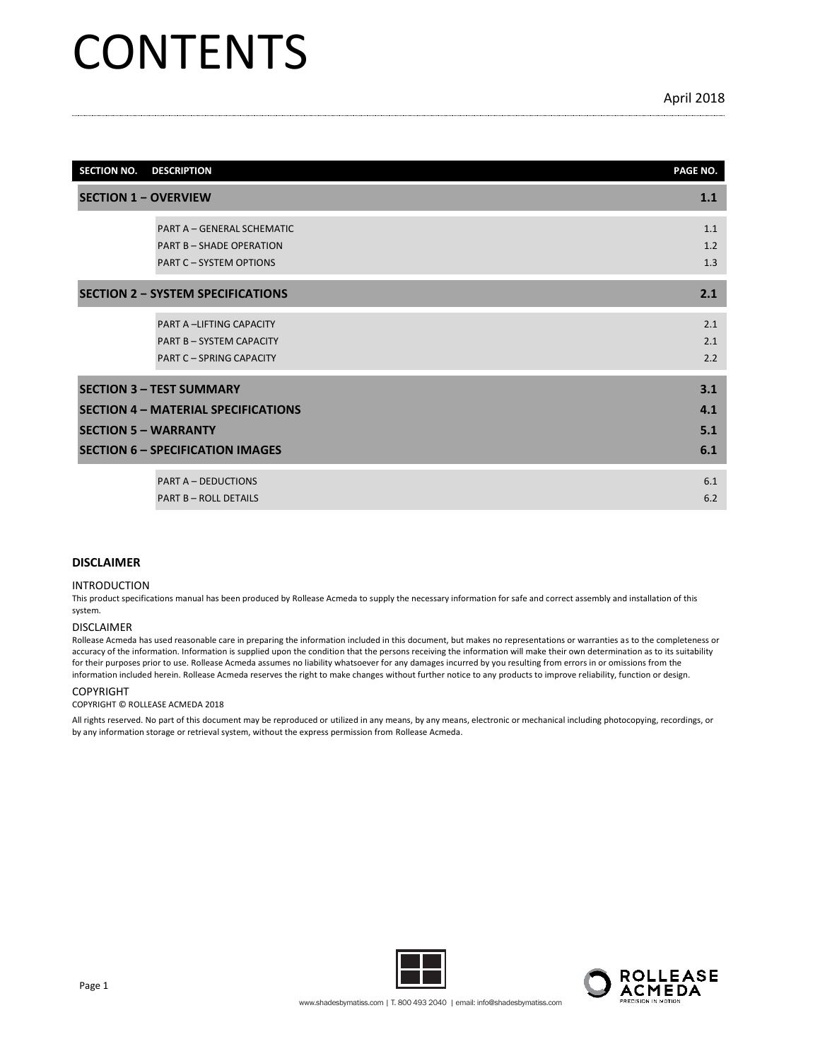# CONTENTS

April 2018

| SECTION NO. | DESCRIPTION | PAGE NO. |
|---|---|---|
| **SECTION 1 – OVERVIEW** | | **1.1** |
| | PART A – GENERAL SCHEMATIC | 1.1 |
| | PART B – SHADE OPERATION | 1.2 |
| | PART C – SYSTEM OPTIONS | 1.3 |
| **SECTION 2 – SYSTEM SPECIFICATIONS** | | **2.1** |
| | PART A –LIFTING CAPACITY | 2.1 |
| | PART B – SYSTEM CAPACITY | 2.1 |
| | PART C – SPRING CAPACITY | 2.2 |
| **SECTION 3 – TEST SUMMARY** | | **3.1** |
| **SECTION 4 – MATERIAL SPECIFICATIONS** | | **4.1** |
| **SECTION 5 – WARRANTY** | | **5.1** |
| **SECTION 6 – SPECIFICATION IMAGES** | | **6.1** |
| | PART A – DEDUCTIONS | 6.1 |
| | PART B – ROLL DETAILS | 6.2 |

**DISCLAIMER**

INTRODUCTION

This product specifications manual has been produced by Rollease Acmeda to supply the necessary information for safe and correct assembly and installation of this system.

DISCLAIMER

Rollease Acmeda has used reasonable care in preparing the information included in this document, but makes no representations or warranties as to the completeness or accuracy of the information. Information is supplied upon the condition that the persons receiving the information will make their own determination as to its suitability for their purposes prior to use. Rollease Acmeda assumes no liability whatsoever for any damages incurred by you resulting from errors in or omissions from the information included herein. Rollease Acmeda reserves the right to make changes without further notice to any products to improve reliability, function or design.

COPYRIGHT

COPYRIGHT © ROLLEASE ACMEDA 2018

All rights reserved. No part of this document may be reproduced or utilized in any means, by any means, electronic or mechanical including photocopying, recordings, or by any information storage or retrieval system, without the express permission from Rollease Acmeda.

www.shadesbymatiss.com | T. 800 493 2040 | email: info@shadesbymatiss.com

ROLLEASE ACMEDA
PRECISION IN MOTION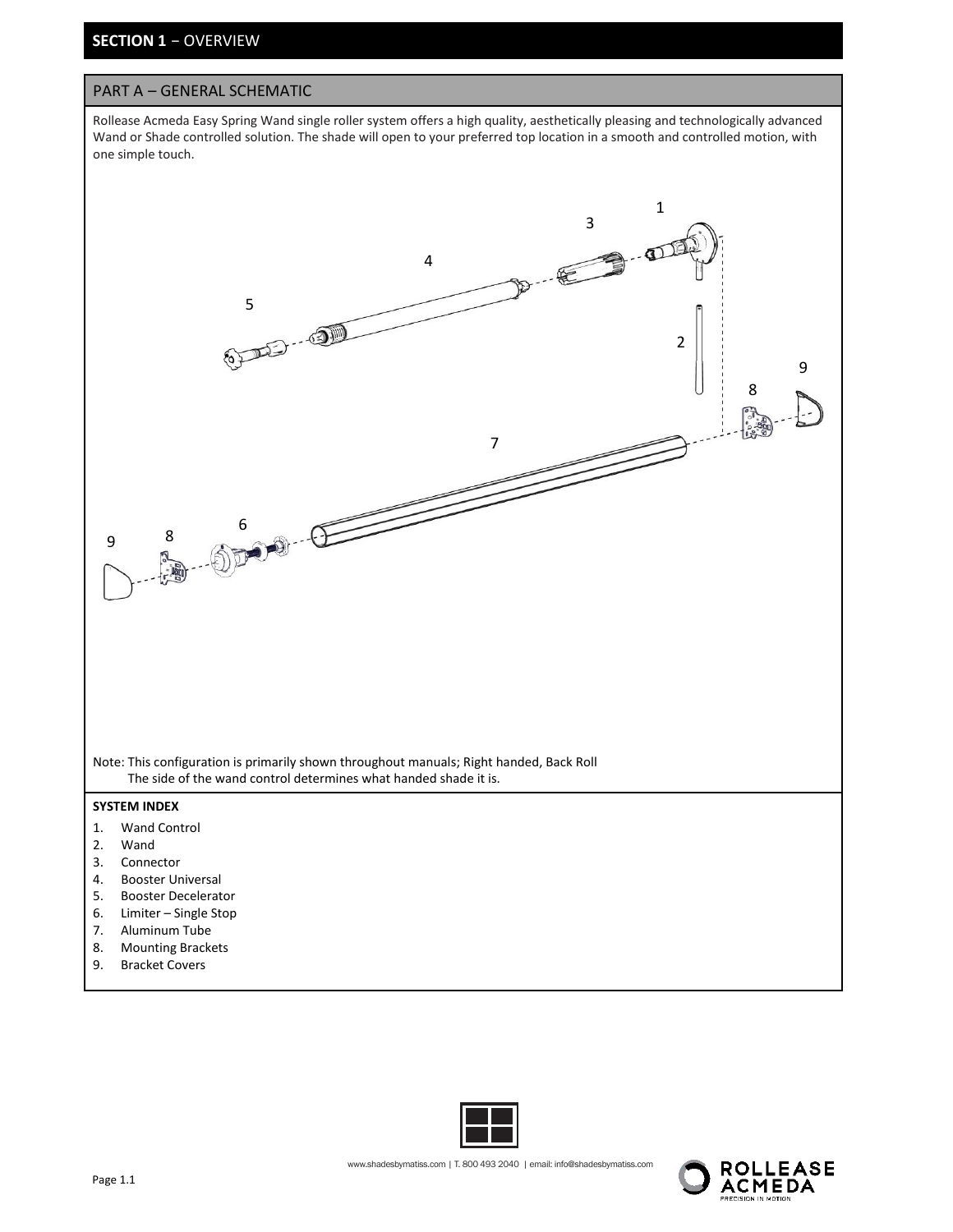## SECTION 1 – OVERVIEW

### PART A – GENERAL SCHEMATIC

Rollease Acmeda Easy Spring Wand single roller system offers a high quality, aesthetically pleasing and technologically advanced Wand or Shade controlled solution. The shade will open to your preferred top location in a smooth and controlled motion, with one simple touch.

Note: This configuration is primarily shown throughout manuals; Right handed, Back Roll
The side of the wand control determines what handed shade it is.

**SYSTEM INDEX**

1. Wand Control
2. Wand
3. Connector
4. Booster Universal
5. Booster Decelerator
6. Limiter – Single Stop
7. Aluminum Tube
8. Mounting Brackets
9. Bracket Covers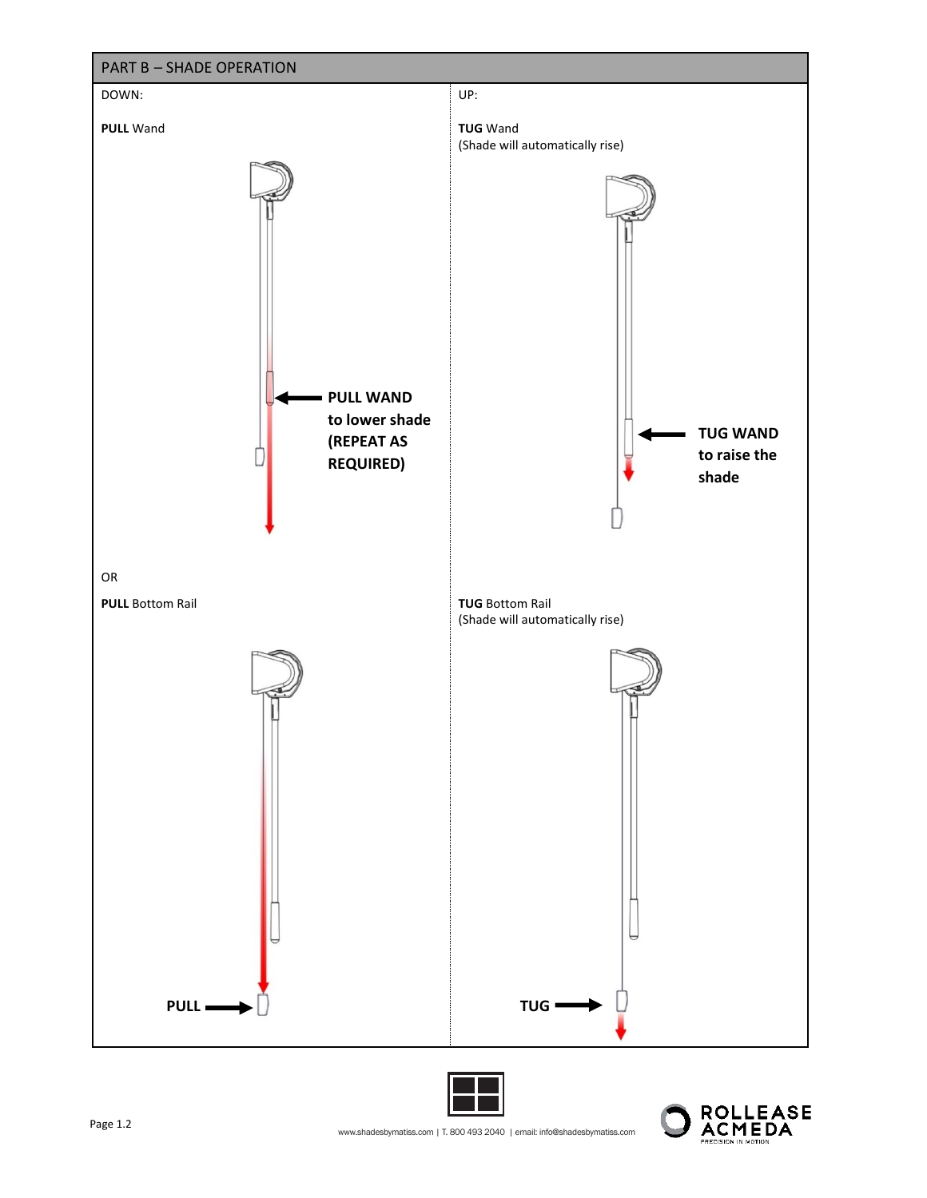## PART B – SHADE OPERATION

| DOWN: | UP: |
| --- | --- |
| **PULL** Wand | **TUG** Wand (Shade will automatically rise) |
| **PULL WAND to lower shade (REPEAT AS REQUIRED)** | **TUG WAND to raise the shade** |
| OR | |
| **PULL** Bottom Rail | **TUG** Bottom Rail (Shade will automatically rise) |
| **PULL** | **TUG** |

www.shadesbymatiss.com | T. 800 493 2040 | email: info@shadesbymatiss.com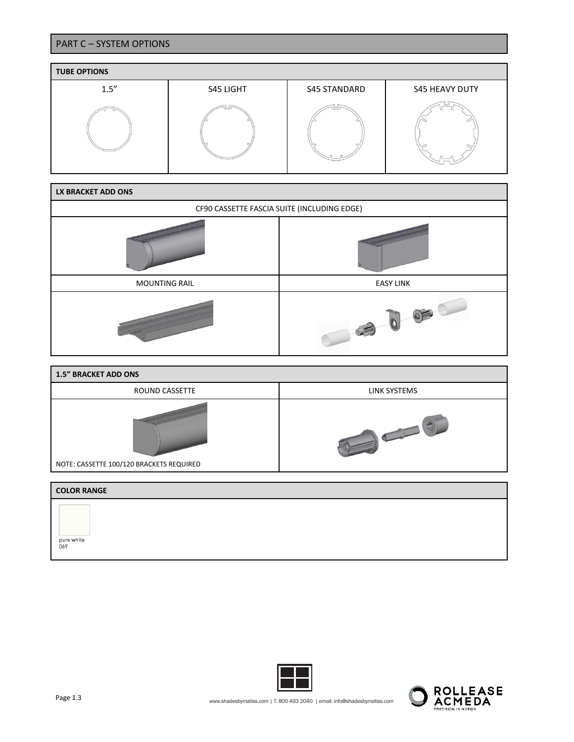## PART C – SYSTEM OPTIONS

| TUBE OPTIONS | | | |
|---|---|---|---|
| 1.5" | S45 LIGHT | S45 STANDARD | S45 HEAVY DUTY |

| LX BRACKET ADD ONS | |
|---|---|
| CF90 CASSETTE FASCIA SUITE (INCLUDING EDGE) | |
| MOUNTING RAIL | EASY LINK |

| 1.5" BRACKET ADD ONS | |
|---|---|
| ROUND CASSETTE | LINK SYSTEMS |
| NOTE: CASSETTE 100/120 BRACKETS REQUIRED | |

| COLOR RANGE |
|---|
| pure white 069 |

www.shadesbymatiss.com | T. 800 493 2040 | email: info@shadesbymatiss.com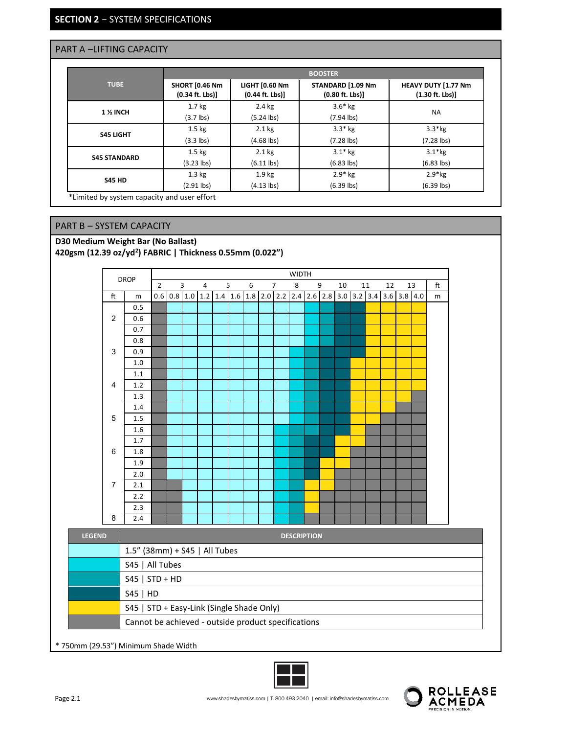## SECTION 2 – SYSTEM SPECIFICATIONS

### PART A –LIFTING CAPACITY

| TUBE | BOOSTER | | | |
|---|---|---|---|---|
| | SHORT [0.46 Nm (0.34 ft. Lbs)] | LIGHT [0.60 Nm (0.44 ft. Lbs)] | STANDARD [1.09 Nm (0.80 ft. Lbs)] | HEAVY DUTY [1.77 Nm (1.30 ft. Lbs)] |
| 1 ½ INCH | 1.7 kg (3.7 lbs) | 2.4 kg (5.24 lbs) | 3.6* kg (7.94 lbs) | NA |
| S45 LIGHT | 1.5 kg (3.3 lbs) | 2.1 kg (4.68 lbs) | 3.3* kg (7.28 lbs) | 3.3*kg (7.28 lbs) |
| S45 STANDARD | 1.5 kg (3.23 lbs) | 2.1 kg (6.11 lbs) | 3.1* kg (6.83 lbs) | 3.1*kg (6.83 lbs) |
| S45 HD | 1.3 kg (2.91 lbs) | 1.9 kg (4.13 lbs) | 2.9* kg (6.39 lbs) | 2.9*kg (6.39 lbs) |

*Limited by system capacity and user effort

### PART B – SYSTEM CAPACITY

**D30 Medium Weight Bar (No Ballast)**
**420gsm (12.39 oz/yd²) FABRIC | Thickness 0.55mm (0.022")**

| DROP | | WIDTH | | | | | | | | | | | | | | | | | |
|---|---|---|---|---|---|---|---|---|---|---|---|---|---|---|---|---|---|---|---|
| | | 2 | 3 | | 4 | | 5 | 6 | 7 | | | 8 | 9 | 10 | 11 | | 12 | 13 | ft |
| ft | m | 0.6 | 0.8 | 1.0 | 1.2 | 1.4 | 1.6 | 1.8 | 2.0 | 2.2 | 2.4 | 2.6 | 2.8 | 3.0 | 3.2 | 3.4 | 3.6 | 3.8 | 4.0 m |
| | 0.5 | Grey | Light Cyan | Light Cyan | Light Cyan | Light Cyan | Light Cyan | Light Cyan | Light Cyan | Light Cyan | Light Cyan | Cyan | Teal | Dark Teal | Dark Teal | Yellow | Yellow | Yellow | Yellow |
| 2 | 0.6 | Grey | Light Cyan | Light Cyan | Light Cyan | Light Cyan | Light Cyan | Light Cyan | Light Cyan | Light Cyan | Light Cyan | Cyan | Teal | Dark Teal | Dark Teal | Yellow | Yellow | Yellow | Yellow |
| | 0.7 | Grey | Light Cyan | Light Cyan | Light Cyan | Light Cyan | Light Cyan | Light Cyan | Light Cyan | Light Cyan | Light Cyan | Cyan | Teal | Dark Teal | Dark Teal | Yellow | Yellow | Yellow | Yellow |
| | 0.8 | Grey | Light Cyan | Light Cyan | Light Cyan | Light Cyan | Light Cyan | Light Cyan | Light Cyan | Light Cyan | Light Cyan | Cyan | Teal | Dark Teal | Dark Teal | Yellow | Yellow | Yellow | Yellow |
| 3 | 0.9 | Grey | Light Cyan | Light Cyan | Light Cyan | Light Cyan | Light Cyan | Light Cyan | Light Cyan | Light Cyan | Cyan | Teal | Dark Teal | Dark Teal | Dark Teal | Yellow | Yellow | Yellow | Yellow |
| | 1.0 | Grey | Light Cyan | Light Cyan | Light Cyan | Light Cyan | Light Cyan | Light Cyan | Light Cyan | Light Cyan | Cyan | Teal | Dark Teal | Dark Teal | Yellow | Yellow | Yellow | Yellow | Yellow |
| | 1.1 | Grey | Light Cyan | Light Cyan | Light Cyan | Light Cyan | Light Cyan | Light Cyan | Light Cyan | Light Cyan | Cyan | Teal | Dark Teal | Dark Teal | Yellow | Yellow | Yellow | Yellow | Yellow |
| 4 | 1.2 | Grey | Light Cyan | Light Cyan | Light Cyan | Light Cyan | Light Cyan | Light Cyan | Light Cyan | Light Cyan | Cyan | Teal | Dark Teal | Dark Teal | Yellow | Yellow | Yellow | Yellow | Yellow |
| | 1.3 | Grey | Light Cyan | Light Cyan | Light Cyan | Light Cyan | Light Cyan | Light Cyan | Light Cyan | Light Cyan | Cyan | Teal | Dark Teal | Dark Teal | Yellow | Yellow | Yellow | Yellow | Grey |
| | 1.4 | Grey | Light Cyan | Light Cyan | Light Cyan | Light Cyan | Light Cyan | Light Cyan | Light Cyan | Light Cyan | Cyan | Teal | Dark Teal | Dark Teal | Yellow | Yellow | Yellow | Grey | Grey |
| 5 | 1.5 | Grey | Light Cyan | Light Cyan | Light Cyan | Light Cyan | Light Cyan | Light Cyan | Light Cyan | Light Cyan | Cyan | Teal | Dark Teal | Dark Teal | Yellow | Yellow | Grey | Grey | Grey |
| | 1.6 | Grey | Light Cyan | Light Cyan | Light Cyan | Light Cyan | Light Cyan | Light Cyan | Light Cyan | Cyan | Teal | Teal | Dark Teal | Dark Teal | Yellow | Grey | Grey | Grey | Grey |
| | 1.7 | Grey | Light Cyan | Light Cyan | Light Cyan | Light Cyan | Light Cyan | Light Cyan | Light Cyan | Cyan | Teal | Dark Teal | Dark Teal | Yellow | Yellow | Grey | Grey | Grey | Grey |
| 6 | 1.8 | Grey | Light Cyan | Light Cyan | Light Cyan | Light Cyan | Light Cyan | Light Cyan | Light Cyan | Cyan | Teal | Dark Teal | Dark Teal | Yellow | Grey | Grey | Grey | Grey | Grey |
| | 1.9 | Grey | Light Cyan | Light Cyan | Light Cyan | Light Cyan | Light Cyan | Light Cyan | Light Cyan | Cyan | Teal | Dark Teal | Yellow | Yellow | Grey | Grey | Grey | Grey | Grey |
| | 2.0 | Grey | Light Cyan | Light Cyan | Light Cyan | Light Cyan | Light Cyan | Light Cyan | Light Cyan | Cyan | Teal | Dark Teal | Yellow | Grey | Grey | Grey | Grey | Grey | Grey |
| 7 | 2.1 | Grey | Grey | Light Cyan | Light Cyan | Light Cyan | Light Cyan | Light Cyan | Light Cyan | Cyan | Teal | Yellow | Yellow | Grey | Grey | Grey | Grey | Grey | Grey |
| | 2.2 | Grey | Grey | Light Cyan | Light Cyan | Light Cyan | Light Cyan | Light Cyan | Light Cyan | Cyan | Teal | Yellow | Grey | Grey | Grey | Grey | Grey | Grey | Grey |
| | 2.3 | Grey | Grey | Light Cyan | Light Cyan | Light Cyan | Light Cyan | Light Cyan | Light Cyan | Cyan | Teal | Yellow | Grey | Grey | Grey | Grey | Grey | Grey | Grey |
| 8 | 2.4 | Grey | Grey | Light Cyan | Light Cyan | Light Cyan | Light Cyan | Light Cyan | Light Cyan | Cyan | Teal | Grey | Grey | Grey | Grey | Grey | Grey | Grey | Grey |

| LEGEND | DESCRIPTION |
|---|---|
| Light Cyan | 1.5" (38mm) + S45 \| All Tubes |
| Cyan | S45 \| All Tubes |
| Teal | S45 \| STD + HD |
| Dark Teal | S45 \| HD |
| Yellow | S45 \| STD + Easy-Link (Single Shade Only) |
| Grey | Cannot be achieved - outside product specifications |

\* 750mm (29.53") Minimum Shade Width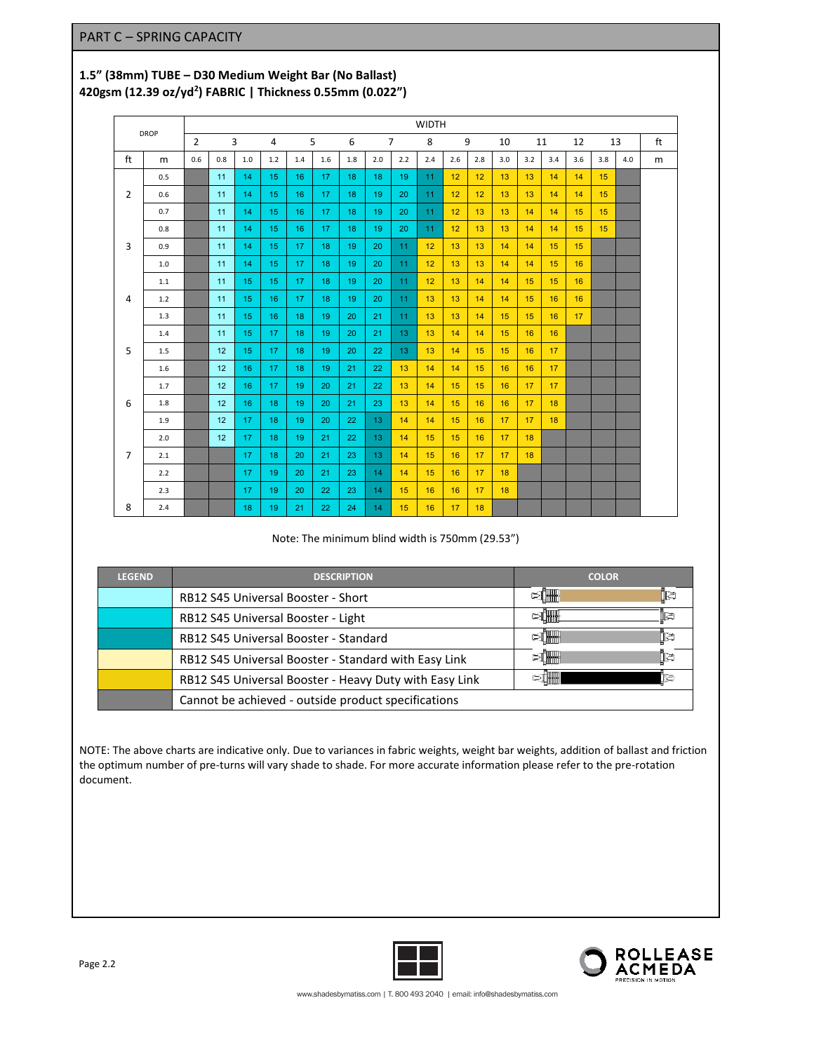## PART C – SPRING CAPACITY

### 1.5" (38mm) TUBE – D30 Medium Weight Bar (No Ballast)
### 420gsm (12.39 oz/yd²) FABRIC | Thickness 0.55mm (0.022")

| DROP | | WIDTH | | | | | | | | | | | | | | | | | | |
|---|---|---|---|---|---|---|---|---|---|---|---|---|---|---|---|---|---|---|---|---|
| | | 2 | 3 | | 4 | 5 | | 6 | 7 | | 8 | 9 | | 10 | 11 | | 12 | 13 | | ft |
| ft | m | 0.6 | 0.8 | 1.0 | 1.2 | 1.4 | 1.6 | 1.8 | 2.0 | 2.2 | 2.4 | 2.6 | 2.8 | 3.0 | 3.2 | 3.4 | 3.6 | 3.8 | 4.0 | m |
| | 0.5 | | 11 | 14 | 15 | 16 | 17 | 18 | 18 | 19 | 11 | 12 | 12 | 13 | 13 | 14 | 14 | 15 | | |
| 2 | 0.6 | | 11 | 14 | 15 | 16 | 17 | 18 | 19 | 20 | 11 | 12 | 12 | 13 | 13 | 14 | 14 | 15 | | |
| | 0.7 | | 11 | 14 | 15 | 16 | 17 | 18 | 19 | 20 | 11 | 12 | 13 | 13 | 14 | 14 | 15 | 15 | | |
| | 0.8 | | 11 | 14 | 15 | 16 | 17 | 18 | 19 | 20 | 11 | 12 | 13 | 13 | 14 | 14 | 15 | 15 | | |
| 3 | 0.9 | | 11 | 14 | 15 | 17 | 18 | 19 | 20 | 11 | 12 | 13 | 13 | 14 | 14 | 15 | 15 | | | |
| | 1.0 | | 11 | 14 | 15 | 17 | 18 | 19 | 20 | 11 | 12 | 13 | 13 | 14 | 14 | 15 | 16 | | | |
| | 1.1 | | 11 | 15 | 15 | 17 | 18 | 19 | 20 | 11 | 12 | 13 | 14 | 14 | 15 | 15 | 16 | | | |
| 4 | 1.2 | | 11 | 15 | 16 | 17 | 18 | 19 | 20 | 11 | 13 | 13 | 14 | 14 | 15 | 16 | 16 | | | |
| | 1.3 | | 11 | 15 | 16 | 18 | 19 | 20 | 21 | 11 | 13 | 13 | 14 | 15 | 15 | 16 | 17 | | | |
| | 1.4 | | 11 | 15 | 17 | 18 | 19 | 20 | 21 | 13 | 13 | 14 | 14 | 15 | 16 | 16 | | | | |
| 5 | 1.5 | | 12 | 15 | 17 | 18 | 19 | 20 | 22 | 13 | 13 | 14 | 15 | 15 | 16 | 17 | | | | |
| | 1.6 | | 12 | 16 | 17 | 18 | 19 | 21 | 22 | 13 | 14 | 14 | 15 | 16 | 16 | 17 | | | | |
| | 1.7 | | 12 | 16 | 17 | 19 | 20 | 21 | 22 | 13 | 14 | 15 | 15 | 16 | 17 | 17 | | | | |
| 6 | 1.8 | | 12 | 16 | 18 | 19 | 20 | 21 | 23 | 13 | 14 | 15 | 16 | 16 | 17 | 18 | | | | |
| | 1.9 | | 12 | 17 | 18 | 19 | 20 | 22 | 13 | 14 | 14 | 15 | 16 | 17 | 17 | 18 | | | | |
| | 2.0 | | 12 | 17 | 18 | 19 | 21 | 22 | 13 | 14 | 15 | 15 | 16 | 17 | 18 | | | | | |
| 7 | 2.1 | | | 17 | 18 | 20 | 21 | 23 | 13 | 14 | 15 | 16 | 17 | 17 | 18 | | | | | |
| | 2.2 | | | 17 | 19 | 20 | 21 | 23 | 14 | 14 | 15 | 16 | 17 | 18 | | | | | | |
| | 2.3 | | | 17 | 19 | 20 | 22 | 23 | 14 | 15 | 16 | 16 | 17 | 18 | | | | | | |
| 8 | 2.4 | | | 18 | 19 | 21 | 22 | 24 | 14 | 15 | 16 | 17 | 18 | | | | | | | |

Note: The minimum blind width is 750mm (29.53")

| LEGEND | DESCRIPTION | COLOR |
|---|---|---|
| | RB12 S45 Universal Booster - Short | |
| | RB12 S45 Universal Booster - Light | |
| | RB12 S45 Universal Booster - Standard | |
| | RB12 S45 Universal Booster - Standard with Easy Link | |
| | RB12 S45 Universal Booster - Heavy Duty with Easy Link | |
| | Cannot be achieved - outside product specifications | |

NOTE: The above charts are indicative only. Due to variances in fabric weights, weight bar weights, addition of ballast and friction the optimum number of pre-turns will vary shade to shade. For more accurate information please refer to the pre-rotation document.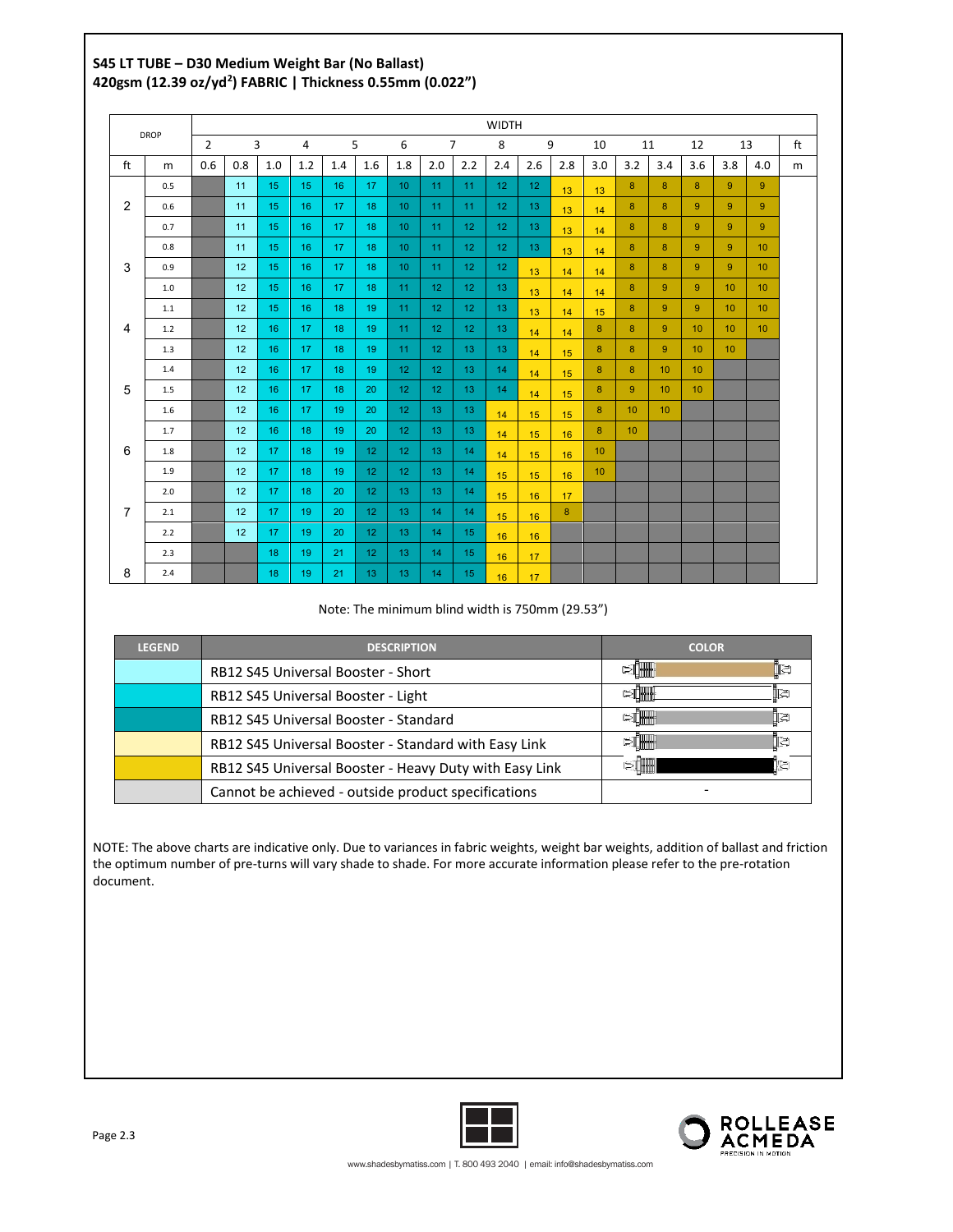**S45 LT TUBE – D30 Medium Weight Bar (No Ballast)**
**420gsm (12.39 oz/yd²) FABRIC | Thickness 0.55mm (0.022")**

| DROP | | WIDTH | | | | | | | | | | | | | | | | | | |
|---|---|---|---|---|---|---|---|---|---|---|---|---|---|---|---|---|---|---|---|---|
| | | 2 | 3 | | 4 | | 5 | 6 | | 7 | | 8 | 9 | | 10 | 11 | | 12 | 13 | ft |
| ft | m | 0.6 | 0.8 | 1.0 | 1.2 | 1.4 | 1.6 | 1.8 | 2.0 | 2.2 | 2.4 | 2.6 | 2.8 | 3.0 | 3.2 | 3.4 | 3.6 | 3.8 | 4.0 | m |
| | 0.5 | | 11 | 15 | 15 | 16 | 17 | 10 | 11 | 11 | 12 | 12 | 13 | 13 | 8 | 8 | 8 | 9 | 9 | |
| 2 | 0.6 | | 11 | 15 | 16 | 17 | 18 | 10 | 11 | 11 | 12 | 13 | 13 | 14 | 8 | 8 | 9 | 9 | 9 | |
| | 0.7 | | 11 | 15 | 16 | 17 | 18 | 10 | 11 | 12 | 12 | 13 | 13 | 14 | 8 | 8 | 9 | 9 | 9 | |
| | 0.8 | | 11 | 15 | 16 | 17 | 18 | 10 | 11 | 12 | 12 | 13 | 13 | 14 | 8 | 8 | 9 | 9 | 10 | |
| 3 | 0.9 | | 12 | 15 | 16 | 17 | 18 | 10 | 11 | 12 | 12 | 13 | 14 | 14 | 8 | 8 | 9 | 9 | 10 | |
| | 1.0 | | 12 | 15 | 16 | 17 | 18 | 11 | 12 | 12 | 13 | 13 | 14 | 14 | 8 | 9 | 9 | 10 | 10 | |
| | 1.1 | | 12 | 15 | 16 | 18 | 19 | 11 | 12 | 12 | 13 | 13 | 14 | 15 | 8 | 9 | 9 | 10 | 10 | |
| 4 | 1.2 | | 12 | 16 | 17 | 18 | 19 | 11 | 12 | 12 | 13 | 14 | 14 | 8 | 8 | 9 | 10 | 10 | 10 | |
| | 1.3 | | 12 | 16 | 17 | 18 | 19 | 11 | 12 | 13 | 13 | 14 | 15 | 8 | 8 | 9 | 10 | 10 | | |
| | 1.4 | | 12 | 16 | 17 | 18 | 19 | 12 | 12 | 13 | 14 | 14 | 15 | 8 | 8 | 10 | 10 | | | |
| 5 | 1.5 | | 12 | 16 | 17 | 18 | 20 | 12 | 12 | 13 | 14 | 14 | 15 | 8 | 9 | 10 | 10 | | | |
| | 1.6 | | 12 | 16 | 17 | 19 | 20 | 12 | 13 | 13 | 14 | 15 | 15 | 8 | 10 | 10 | | | | |
| | 1.7 | | 12 | 16 | 18 | 19 | 20 | 12 | 13 | 13 | 14 | 15 | 16 | 8 | 10 | | | | | |
| 6 | 1.8 | | 12 | 17 | 18 | 19 | 12 | 12 | 13 | 14 | 14 | 15 | 16 | 10 | | | | | | |
| | 1.9 | | 12 | 17 | 18 | 19 | 12 | 12 | 13 | 14 | 15 | 15 | 16 | 10 | | | | | | |
| | 2.0 | | 12 | 17 | 18 | 20 | 12 | 13 | 13 | 14 | 15 | 16 | 17 | | | | | | | |
| 7 | 2.1 | | 12 | 17 | 19 | 20 | 12 | 13 | 14 | 14 | 15 | 16 | 8 | | | | | | | |
| | 2.2 | | 12 | 17 | 19 | 20 | 12 | 13 | 14 | 15 | 16 | 16 | | | | | | | | |
| | 2.3 | | | 18 | 19 | 21 | 12 | 13 | 14 | 15 | 16 | 17 | | | | | | | | |
| 8 | 2.4 | | | 18 | 19 | 21 | 13 | 13 | 14 | 15 | 16 | 17 | | | | | | | | |

Note: The minimum blind width is 750mm (29.53")

| LEGEND | DESCRIPTION | COLOR |
|---|---|---|
| | RB12 S45 Universal Booster - Short | |
| | RB12 S45 Universal Booster - Light | |
| | RB12 S45 Universal Booster - Standard | |
| | RB12 S45 Universal Booster - Standard with Easy Link | |
| | RB12 S45 Universal Booster - Heavy Duty with Easy Link | |
| | Cannot be achieved - outside product specifications | - |

NOTE: The above charts are indicative only. Due to variances in fabric weights, weight bar weights, addition of ballast and friction the optimum number of pre-turns will vary shade to shade. For more accurate information please refer to the pre-rotation document.

www.shadesbymatiss.com | T. 800 493 2040 | email: info@shadesbymatiss.com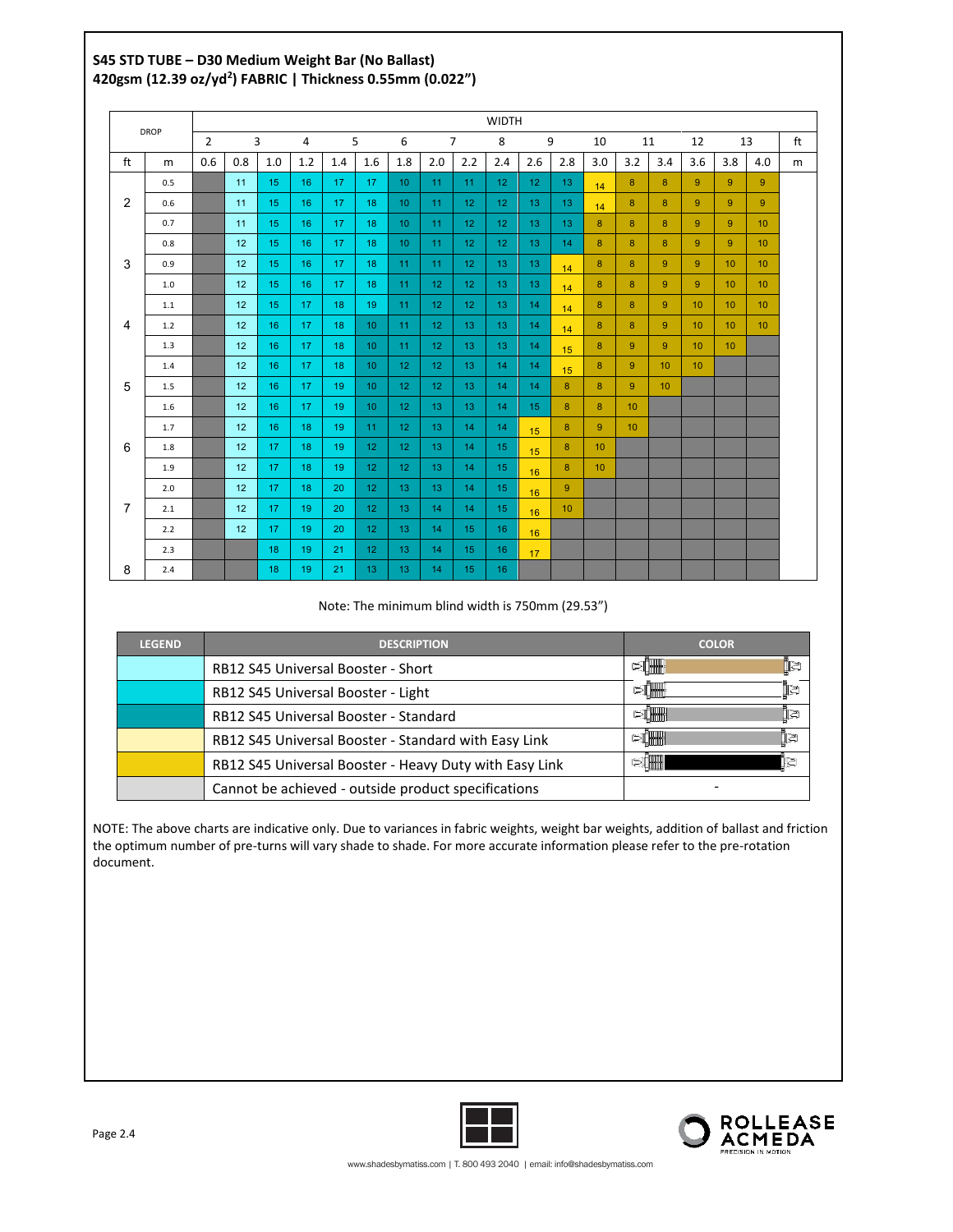**S45 STD TUBE – D30 Medium Weight Bar (No Ballast)**
**420gsm (12.39 oz/yd²) FABRIC | Thickness 0.55mm (0.022")**

| DROP | | WIDTH | | | | | | | | | | | | | | | | | | |
|---|---|---|---|---|---|---|---|---|---|---|---|---|---|---|---|---|---|---|---|---|
| | | 2 | 3 | | 4 | 5 | | 6 | 7 | | 8 | 9 | | 10 | 11 | | 12 | 13 | | ft |
| ft | m | 0.6 | 0.8 | 1.0 | 1.2 | 1.4 | 1.6 | 1.8 | 2.0 | 2.2 | 2.4 | 2.6 | 2.8 | 3.0 | 3.2 | 3.4 | 3.6 | 3.8 | 4.0 | m |
| | 0.5 | | 11 | 15 | 16 | 17 | 17 | 10 | 11 | 11 | 12 | 12 | 13 | 14 | 8 | 8 | 9 | 9 | 9 | |
| 2 | 0.6 | | 11 | 15 | 16 | 17 | 18 | 10 | 11 | 12 | 12 | 13 | 13 | 14 | 8 | 8 | 9 | 9 | 9 | |
| | 0.7 | | 11 | 15 | 16 | 17 | 18 | 10 | 11 | 12 | 12 | 13 | 13 | 8 | 8 | 8 | 9 | 9 | 10 | |
| | 0.8 | | 12 | 15 | 16 | 17 | 18 | 10 | 11 | 12 | 12 | 13 | 14 | 8 | 8 | 8 | 9 | 9 | 10 | |
| 3 | 0.9 | | 12 | 15 | 16 | 17 | 18 | 11 | 11 | 12 | 13 | 13 | 14 | 8 | 8 | 9 | 9 | 10 | 10 | |
| | 1.0 | | 12 | 15 | 16 | 17 | 18 | 11 | 12 | 12 | 13 | 13 | 14 | 8 | 8 | 9 | 9 | 10 | 10 | |
| | 1.1 | | 12 | 15 | 17 | 18 | 19 | 11 | 12 | 12 | 13 | 14 | 14 | 8 | 8 | 9 | 10 | 10 | 10 | |
| 4 | 1.2 | | 12 | 16 | 17 | 18 | 10 | 11 | 12 | 13 | 13 | 14 | 14 | 8 | 8 | 9 | 10 | 10 | 10 | |
| | 1.3 | | 12 | 16 | 17 | 18 | 10 | 11 | 12 | 13 | 13 | 14 | 15 | 8 | 9 | 9 | 10 | 10 | | |
| | 1.4 | | 12 | 16 | 17 | 18 | 10 | 12 | 12 | 13 | 14 | 14 | 15 | 8 | 9 | 10 | 10 | | | |
| 5 | 1.5 | | 12 | 16 | 17 | 19 | 10 | 12 | 12 | 13 | 14 | 14 | 8 | 8 | 9 | 10 | | | | |
| | 1.6 | | 12 | 16 | 17 | 19 | 10 | 12 | 13 | 13 | 14 | 15 | 8 | 8 | 10 | | | | | |
| | 1.7 | | 12 | 16 | 18 | 19 | 11 | 12 | 13 | 14 | 14 | 15 | 8 | 9 | 10 | | | | | |
| 6 | 1.8 | | 12 | 17 | 18 | 19 | 12 | 12 | 13 | 14 | 15 | 15 | 8 | 10 | | | | | | |
| | 1.9 | | 12 | 17 | 18 | 19 | 12 | 12 | 13 | 14 | 15 | 16 | 8 | 10 | | | | | | |
| | 2.0 | | 12 | 17 | 18 | 20 | 12 | 13 | 13 | 14 | 15 | 16 | 9 | | | | | | | |
| 7 | 2.1 | | 12 | 17 | 19 | 20 | 12 | 13 | 14 | 14 | 15 | 16 | 10 | | | | | | | |
| | 2.2 | | 12 | 17 | 19 | 20 | 12 | 13 | 14 | 15 | 16 | 16 | | | | | | | | |
| | 2.3 | | | 18 | 19 | 21 | 12 | 13 | 14 | 15 | 16 | 17 | | | | | | | | |
| 8 | 2.4 | | | 18 | 19 | 21 | 13 | 13 | 14 | 15 | 16 | | | | | | | | | |

Note: The minimum blind width is 750mm (29.53")

| LEGEND | DESCRIPTION | COLOR |
|---|---|---|
| (light cyan) | RB12 S45 Universal Booster - Short | |
| (cyan) | RB12 S45 Universal Booster - Light | |
| (teal) | RB12 S45 Universal Booster - Standard | |
| (light yellow) | RB12 S45 Universal Booster - Standard with Easy Link | |
| (yellow) | RB12 S45 Universal Booster - Heavy Duty with Easy Link | |
| (grey) | Cannot be achieved - outside product specifications | - |

NOTE: The above charts are indicative only. Due to variances in fabric weights, weight bar weights, addition of ballast and friction the optimum number of pre-turns will vary shade to shade. For more accurate information please refer to the pre-rotation document.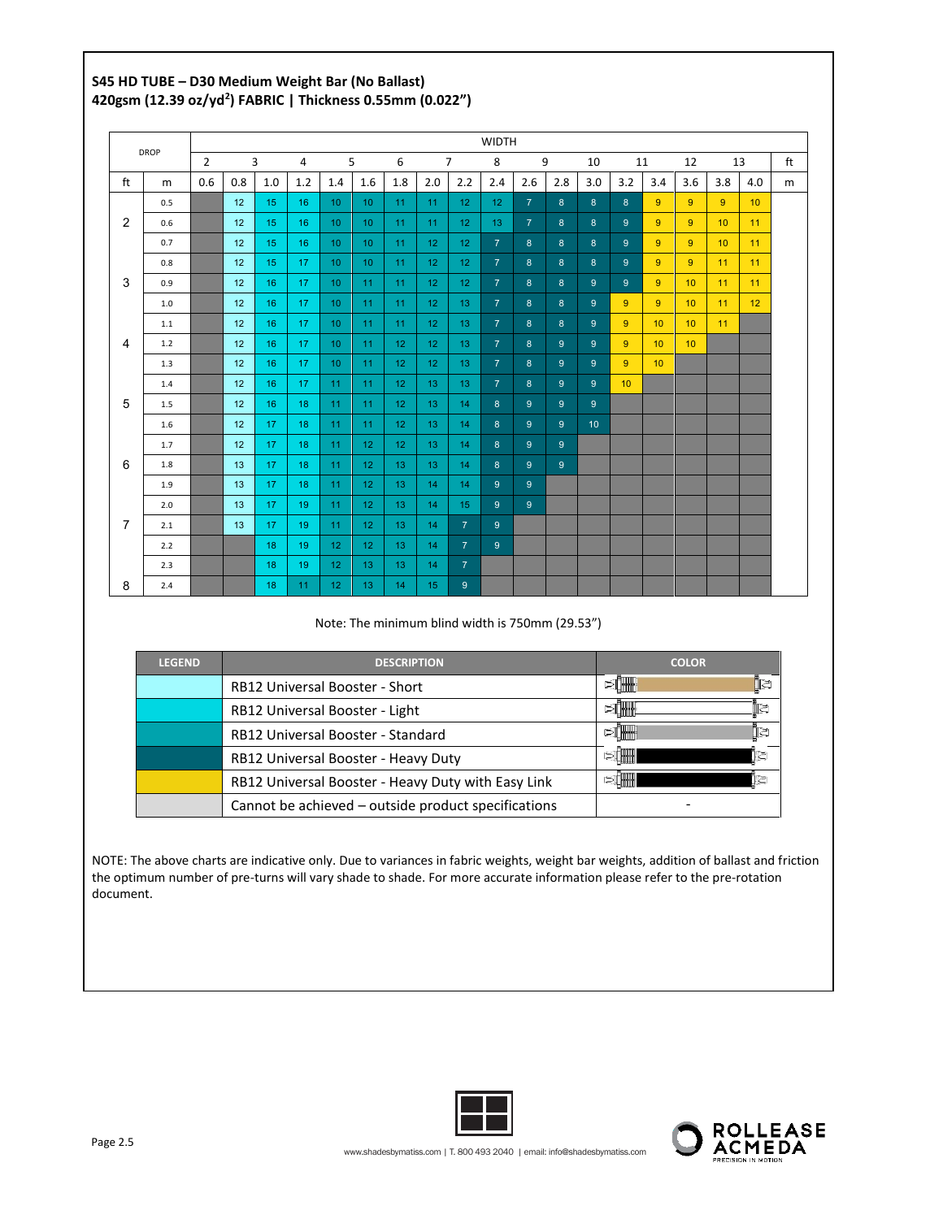**S45 HD TUBE – D30 Medium Weight Bar (No Ballast)**
**420gsm (12.39 oz/yd²) FABRIC | Thickness 0.55mm (0.022")**

| DROP | | WIDTH | | | | | | | | | | | | | | | | | | |
|---|---|---|---|---|---|---|---|---|---|---|---|---|---|---|---|---|---|---|---|---|
| | | 2 | 3 | | 4 | 5 | | 6 | 7 | | 8 | 9 | | 10 | 11 | | 12 | 13 | | ft |
| ft | m | 0.6 | 0.8 | 1.0 | 1.2 | 1.4 | 1.6 | 1.8 | 2.0 | 2.2 | 2.4 | 2.6 | 2.8 | 3.0 | 3.2 | 3.4 | 3.6 | 3.8 | 4.0 | m |
| | 0.5 | | 12 | 15 | 16 | 10 | 10 | 11 | 11 | 12 | 12 | 7 | 8 | 8 | 8 | 9 | 9 | 9 | 10 | |
| 2 | 0.6 | | 12 | 15 | 16 | 10 | 10 | 11 | 11 | 12 | 13 | 7 | 8 | 8 | 9 | 9 | 9 | 10 | 11 | |
| | 0.7 | | 12 | 15 | 16 | 10 | 10 | 11 | 12 | 12 | 7 | 8 | 8 | 8 | 9 | 9 | 9 | 10 | 11 | |
| | 0.8 | | 12 | 15 | 17 | 10 | 10 | 11 | 12 | 12 | 7 | 8 | 8 | 8 | 9 | 9 | 9 | 11 | 11 | |
| 3 | 0.9 | | 12 | 16 | 17 | 10 | 11 | 11 | 12 | 12 | 7 | 8 | 8 | 9 | 9 | 9 | 10 | 11 | 11 | |
| | 1.0 | | 12 | 16 | 17 | 10 | 11 | 11 | 12 | 13 | 7 | 8 | 8 | 9 | 9 | 9 | 10 | 11 | 12 | |
| | 1.1 | | 12 | 16 | 17 | 10 | 11 | 11 | 12 | 13 | 7 | 8 | 8 | 9 | 9 | 10 | 10 | 11 | | |
| 4 | 1.2 | | 12 | 16 | 17 | 10 | 11 | 12 | 12 | 13 | 7 | 8 | 9 | 9 | 9 | 10 | 10 | | | |
| | 1.3 | | 12 | 16 | 17 | 10 | 11 | 12 | 12 | 13 | 7 | 8 | 9 | 9 | 9 | 10 | | | | |
| | 1.4 | | 12 | 16 | 17 | 11 | 11 | 12 | 13 | 13 | 7 | 8 | 9 | 9 | 10 | | | | | |
| 5 | 1.5 | | 12 | 16 | 18 | 11 | 11 | 12 | 13 | 14 | 8 | 9 | 9 | 9 | | | | | | |
| | 1.6 | | 12 | 17 | 18 | 11 | 11 | 12 | 13 | 14 | 8 | 9 | 9 | 10 | | | | | | |
| | 1.7 | | 12 | 17 | 18 | 11 | 12 | 12 | 13 | 14 | 8 | 9 | 9 | | | | | | | |
| 6 | 1.8 | | 13 | 17 | 18 | 11 | 12 | 13 | 13 | 14 | 8 | 9 | 9 | | | | | | | |
| | 1.9 | | 13 | 17 | 18 | 11 | 12 | 13 | 14 | 14 | 9 | 9 | | | | | | | | |
| | 2.0 | | 13 | 17 | 19 | 11 | 12 | 13 | 14 | 15 | 9 | 9 | | | | | | | | |
| 7 | 2.1 | | 13 | 17 | 19 | 11 | 12 | 13 | 14 | 7 | 9 | | | | | | | | | |
| | 2.2 | | | 18 | 19 | 12 | 12 | 13 | 14 | 7 | 9 | | | | | | | | | |
| | 2.3 | | | 18 | 19 | 12 | 13 | 13 | 14 | 7 | | | | | | | | | | |
| 8 | 2.4 | | | 18 | 11 | 12 | 13 | 14 | 15 | 9 | | | | | | | | | | |

Note: The minimum blind width is 750mm (29.53")

| LEGEND | DESCRIPTION | COLOR |
|---|---|---|
| | RB12 Universal Booster - Short | |
| | RB12 Universal Booster - Light | |
| | RB12 Universal Booster - Standard | |
| | RB12 Universal Booster - Heavy Duty | |
| | RB12 Universal Booster - Heavy Duty with Easy Link | |
| | Cannot be achieved – outside product specifications | - |

NOTE: The above charts are indicative only. Due to variances in fabric weights, weight bar weights, addition of ballast and friction the optimum number of pre-turns will vary shade to shade. For more accurate information please refer to the pre-rotation document.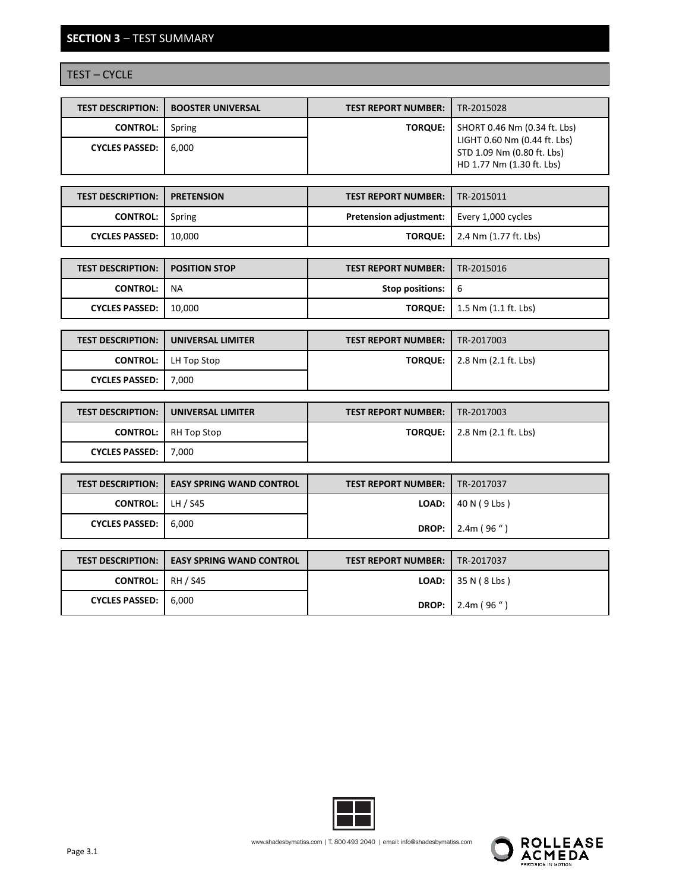## SECTION 3 – TEST SUMMARY

### TEST – CYCLE

| TEST DESCRIPTION: | BOOSTER UNIVERSAL | TEST REPORT NUMBER: | TR-2015028 |
|---|---|---|---|
| CONTROL: | Spring | TORQUE: | SHORT 0.46 Nm (0.34 ft. Lbs) LIGHT 0.60 Nm (0.44 ft. Lbs) STD 1.09 Nm (0.80 ft. Lbs) HD 1.77 Nm (1.30 ft. Lbs) |
| CYCLES PASSED: | 6,000 | | |

| TEST DESCRIPTION: | PRETENSION | TEST REPORT NUMBER: | TR-2015011 |
|---|---|---|---|
| CONTROL: | Spring | Pretension adjustment: | Every 1,000 cycles |
| CYCLES PASSED: | 10,000 | TORQUE: | 2.4 Nm (1.77 ft. Lbs) |

| TEST DESCRIPTION: | POSITION STOP | TEST REPORT NUMBER: | TR-2015016 |
|---|---|---|---|
| CONTROL: | NA | Stop positions: | 6 |
| CYCLES PASSED: | 10,000 | TORQUE: | 1.5 Nm (1.1 ft. Lbs) |

| TEST DESCRIPTION: | UNIVERSAL LIMITER | TEST REPORT NUMBER: | TR-2017003 |
|---|---|---|---|
| CONTROL: | LH Top Stop | TORQUE: | 2.8 Nm (2.1 ft. Lbs) |
| CYCLES PASSED: | 7,000 | | |

| TEST DESCRIPTION: | UNIVERSAL LIMITER | TEST REPORT NUMBER: | TR-2017003 |
|---|---|---|---|
| CONTROL: | RH Top Stop | TORQUE: | 2.8 Nm (2.1 ft. Lbs) |
| CYCLES PASSED: | 7,000 | | |

| TEST DESCRIPTION: | EASY SPRING WAND CONTROL | TEST REPORT NUMBER: | TR-2017037 |
|---|---|---|---|
| CONTROL: | LH / S45 | LOAD: | 40 N ( 9 Lbs ) |
| CYCLES PASSED: | 6,000 | DROP: | 2.4m ( 96 " ) |

| TEST DESCRIPTION: | EASY SPRING WAND CONTROL | TEST REPORT NUMBER: | TR-2017037 |
|---|---|---|---|
| CONTROL: | RH / S45 | LOAD: | 35 N ( 8 Lbs ) |
| CYCLES PASSED: | 6,000 | DROP: | 2.4m ( 96 " ) |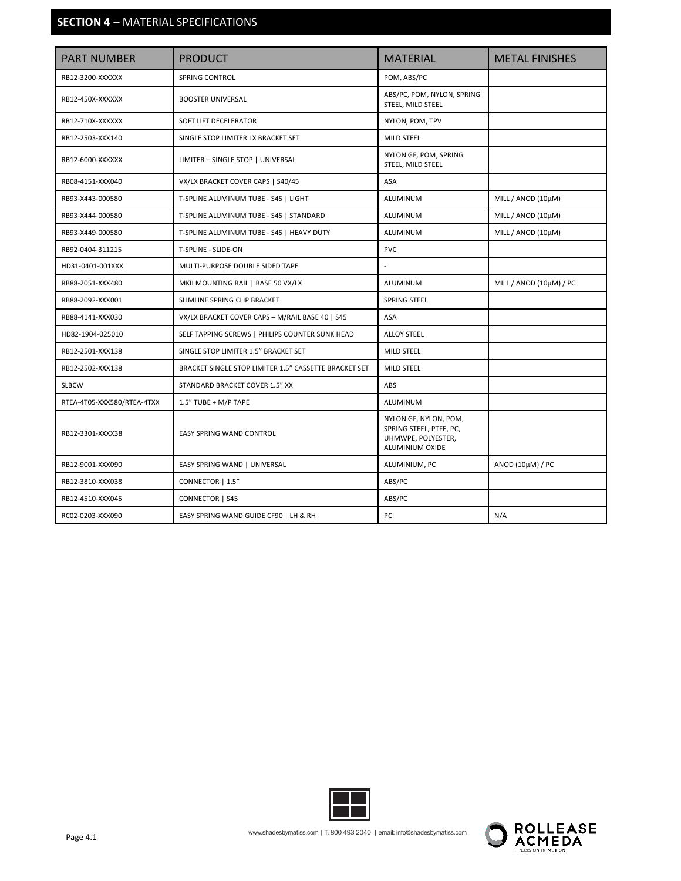## SECTION 4 – MATERIAL SPECIFICATIONS

| PART NUMBER | PRODUCT | MATERIAL | METAL FINISHES |
|---|---|---|---|
| RB12-3200-XXXXXX | SPRING CONTROL | POM, ABS/PC | |
| RB12-450X-XXXXXX | BOOSTER UNIVERSAL | ABS/PC, POM, NYLON, SPRING STEEL, MILD STEEL | |
| RB12-710X-XXXXXX | SOFT LIFT DECELERATOR | NYLON, POM, TPV | |
| RB12-2503-XXX140 | SINGLE STOP LIMITER LX BRACKET SET | MILD STEEL | |
| RB12-6000-XXXXXX | LIMITER – SINGLE STOP \| UNIVERSAL | NYLON GF, POM, SPRING STEEL, MILD STEEL | |
| RB08-4151-XXX040 | VX/LX BRACKET COVER CAPS \| S40/45 | ASA | |
| RB93-X443-000580 | T-SPLINE ALUMINUM TUBE - S45 \| LIGHT | ALUMINUM | MILL / ANOD (10μM) |
| RB93-X444-000580 | T-SPLINE ALUMINUM TUBE - S45 \| STANDARD | ALUMINUM | MILL / ANOD (10μM) |
| RB93-X449-000580 | T-SPLINE ALUMINUM TUBE - S45 \| HEAVY DUTY | ALUMINUM | MILL / ANOD (10μM) |
| RB92-0404-311215 | T-SPLINE - SLIDE-ON | PVC | |
| HD31-0401-001XXX | MULTI-PURPOSE DOUBLE SIDED TAPE | - | |
| RB88-2051-XXX480 | MKII MOUNTING RAIL \| BASE 50 VX/LX | ALUMINUM | MILL / ANOD (10μM) / PC |
| RB88-2092-XXX001 | SLIMLINE SPRING CLIP BRACKET | SPRING STEEL | |
| RB88-4141-XXX030 | VX/LX BRACKET COVER CAPS – M/RAIL BASE 40 \| S45 | ASA | |
| HD82-1904-025010 | SELF TAPPING SCREWS \| PHILIPS COUNTER SUNK HEAD | ALLOY STEEL | |
| RB12-2501-XXX138 | SINGLE STOP LIMITER 1.5" BRACKET SET | MILD STEEL | |
| RB12-2502-XXX138 | BRACKET SINGLE STOP LIMITER 1.5" CASSETTE BRACKET SET | MILD STEEL | |
| SLBCW | STANDARD BRACKET COVER 1.5" XX | ABS | |
| RTEA-4T05-XXX580/RTEA-4TXX | 1.5" TUBE + M/P TAPE | ALUMINUM | |
| RB12-3301-XXXX38 | EASY SPRING WAND CONTROL | NYLON GF, NYLON, POM, SPRING STEEL, PTFE, PC, UHMWPE, POLYESTER, ALUMINIUM OXIDE | |
| RB12-9001-XXX090 | EASY SPRING WAND \| UNIVERSAL | ALUMINIUM, PC | ANOD (10μM) / PC |
| RB12-3810-XXX038 | CONNECTOR \| 1.5" | ABS/PC | |
| RB12-4510-XXX045 | CONNECTOR \| S45 | ABS/PC | |
| RC02-0203-XXX090 | EASY SPRING WAND GUIDE CF90 \| LH & RH | PC | N/A |

www.shadesbymatiss.com | T. 800 493 2040 | email: info@shadesbymatiss.com

ROLLEASE ACMEDA
PRECISION IN MOTION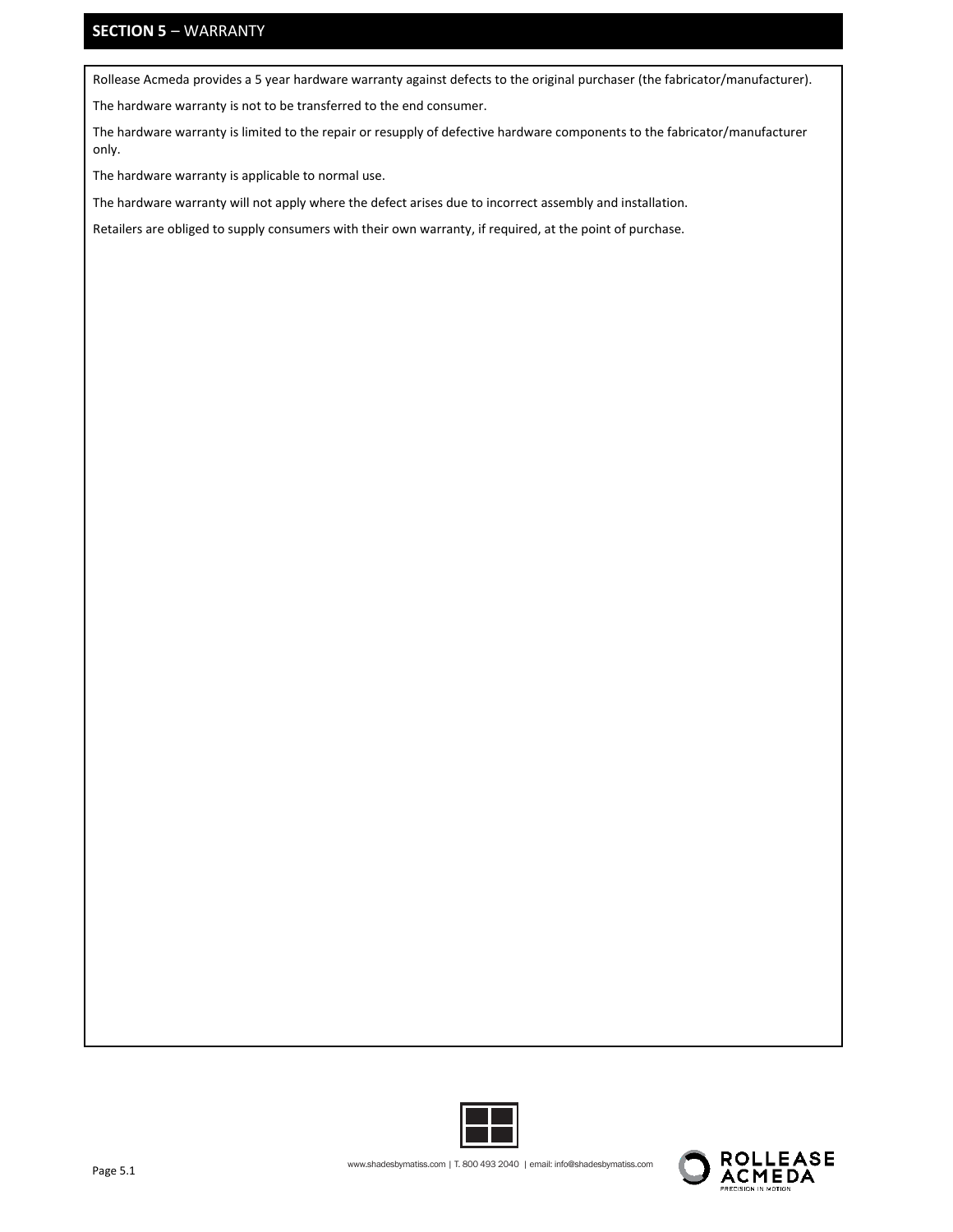## SECTION 5 – WARRANTY

Rollease Acmeda provides a 5 year hardware warranty against defects to the original purchaser (the fabricator/manufacturer).

The hardware warranty is not to be transferred to the end consumer.

The hardware warranty is limited to the repair or resupply of defective hardware components to the fabricator/manufacturer only.

The hardware warranty is applicable to normal use.

The hardware warranty will not apply where the defect arises due to incorrect assembly and installation.

Retailers are obliged to supply consumers with their own warranty, if required, at the point of purchase.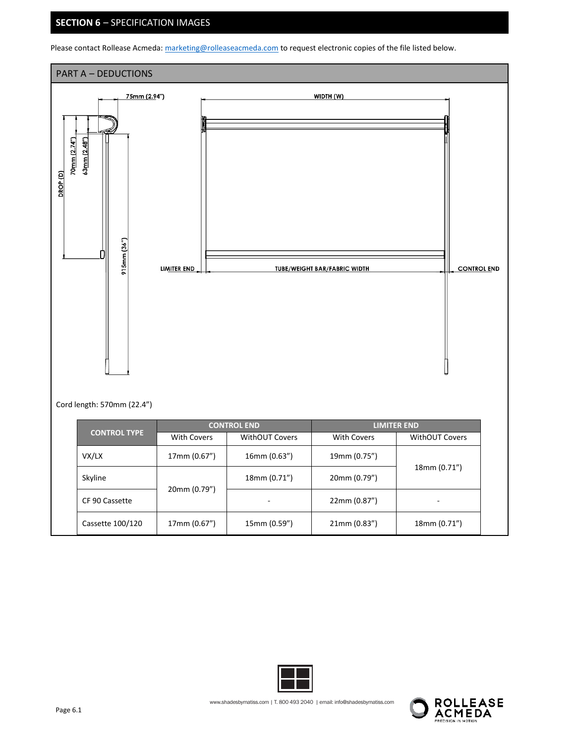## SECTION 6 – SPECIFICATION IMAGES

Please contact Rollease Acmeda: marketing@rolleaseacmeda.com to request electronic copies of the file listed below.

### PART A – DEDUCTIONS

75mm (2.94")

WIDTH (W)

DROP (D)

70mm (2.74")

63mm (2.48")

915mm (36")

LIMITER END

TUBE/WEIGHT BAR/FABRIC WIDTH

CONTROL END

Cord length: 570mm (22.4")

| CONTROL TYPE | CONTROL END | | LIMITER END | |
|---|---|---|---|---|
| | With Covers | WithOUT Covers | With Covers | WithOUT Covers |
| VX/LX | 17mm (0.67") | 16mm (0.63") | 19mm (0.75") | 18mm (0.71") |
| Skyline | 20mm (0.79") | 18mm (0.71") | 20mm (0.79") | 18mm (0.71") |
| CF 90 Cassette | 20mm (0.79") | - | 22mm (0.87") | - |
| Cassette 100/120 | 17mm (0.67") | 15mm (0.59") | 21mm (0.83") | 18mm (0.71") |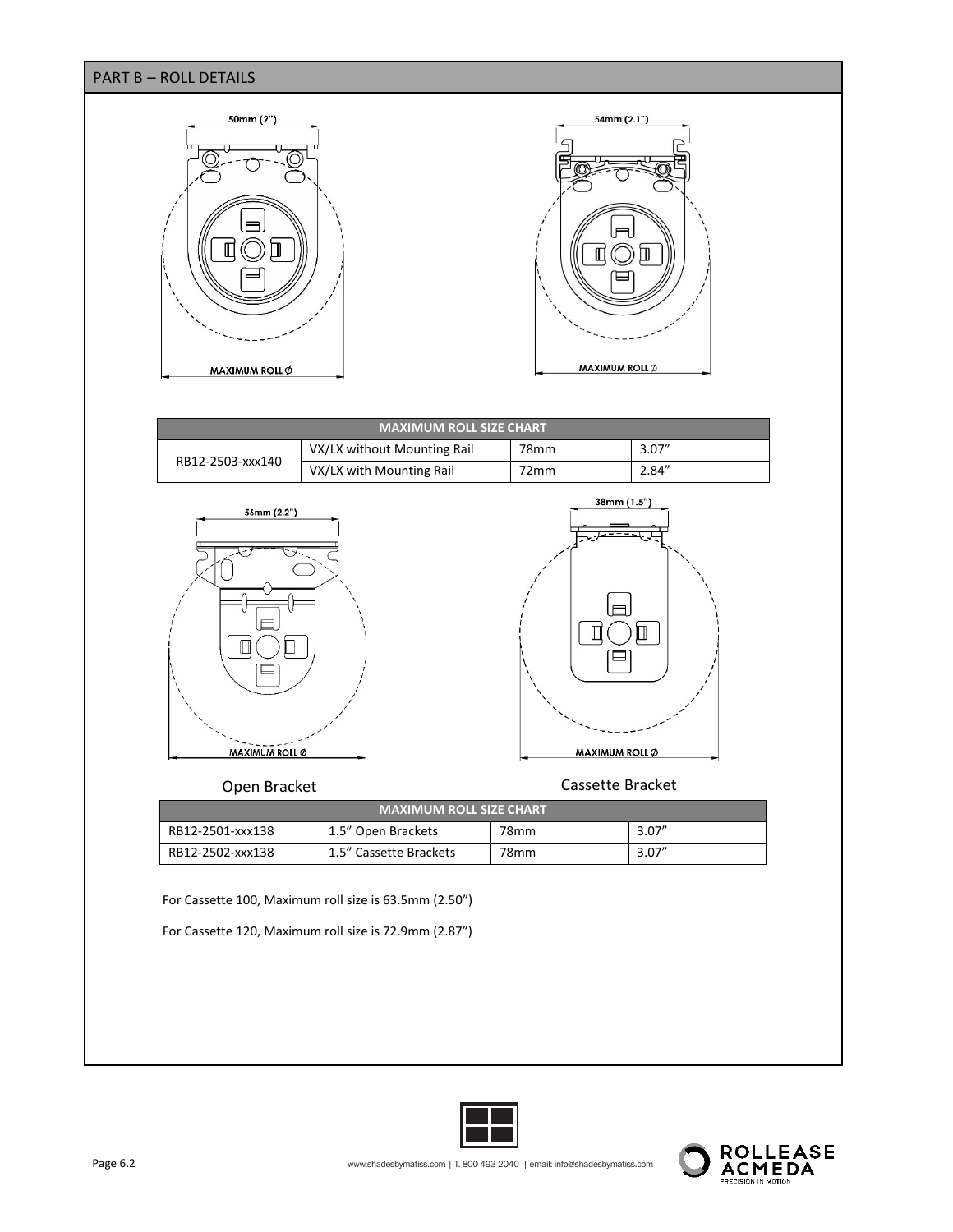## PART B – ROLL DETAILS

50mm (2")

MAXIMUM ROLL Ø

54mm (2.1")

MAXIMUM ROLL Ø

| MAXIMUM ROLL SIZE CHART | | | |
|---|---|---|---|
| RB12-2503-xxx140 | VX/LX without Mounting Rail | 78mm | 3.07" |
| | VX/LX with Mounting Rail | 72mm | 2.84" |

56mm (2.2")

MAXIMUM ROLL Ø

38mm (1.5")

MAXIMUM ROLL Ø

Open Bracket

Cassette Bracket

| MAXIMUM ROLL SIZE CHART | | | |
|---|---|---|---|
| RB12-2501-xxx138 | 1.5" Open Brackets | 78mm | 3.07" |
| RB12-2502-xxx138 | 1.5" Cassette Brackets | 78mm | 3.07" |

For Cassette 100, Maximum roll size is 63.5mm (2.50")

For Cassette 120, Maximum roll size is 72.9mm (2.87")